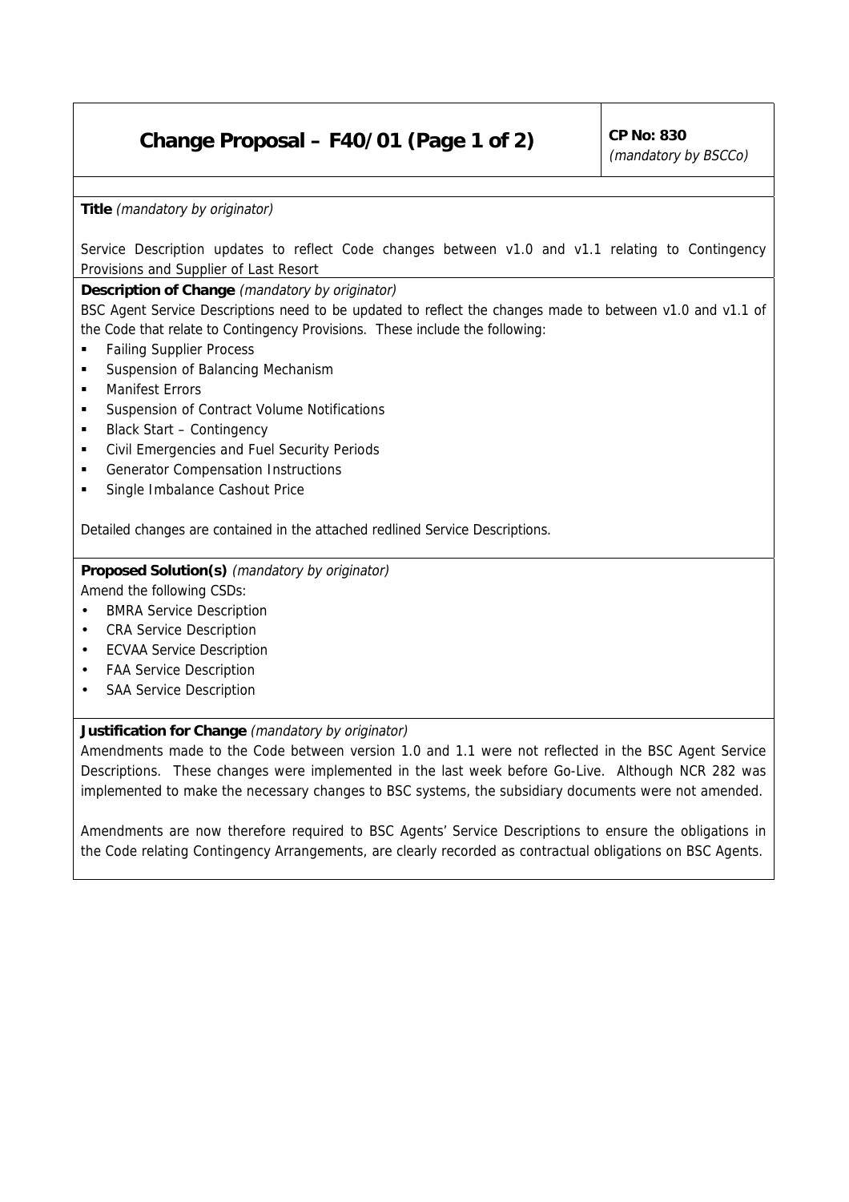# Change Proposal – F40/01 (Page 1 of 2)

**CP No: 830**
*(mandatory by BSCCo)*

**Title** *(mandatory by originator)*

Service Description updates to reflect Code changes between v1.0 and v1.1 relating to Contingency Provisions and Supplier of Last Resort

**Description of Change** *(mandatory by originator)*

BSC Agent Service Descriptions need to be updated to reflect the changes made to between v1.0 and v1.1 of the Code that relate to Contingency Provisions. These include the following:

- Failing Supplier Process
- Suspension of Balancing Mechanism
- Manifest Errors
- Suspension of Contract Volume Notifications
- Black Start – Contingency
- Civil Emergencies and Fuel Security Periods
- Generator Compensation Instructions
- Single Imbalance Cashout Price

Detailed changes are contained in the attached redlined Service Descriptions.

**Proposed Solution(s)** *(mandatory by originator)*

Amend the following CSDs:

- BMRA Service Description
- CRA Service Description
- ECVAA Service Description
- FAA Service Description
- SAA Service Description

**Justification for Change** *(mandatory by originator)*

Amendments made to the Code between version 1.0 and 1.1 were not reflected in the BSC Agent Service Descriptions. These changes were implemented in the last week before Go-Live. Although NCR 282 was implemented to make the necessary changes to BSC systems, the subsidiary documents were not amended.

Amendments are now therefore required to BSC Agents' Service Descriptions to ensure the obligations in the Code relating Contingency Arrangements, are clearly recorded as contractual obligations on BSC Agents.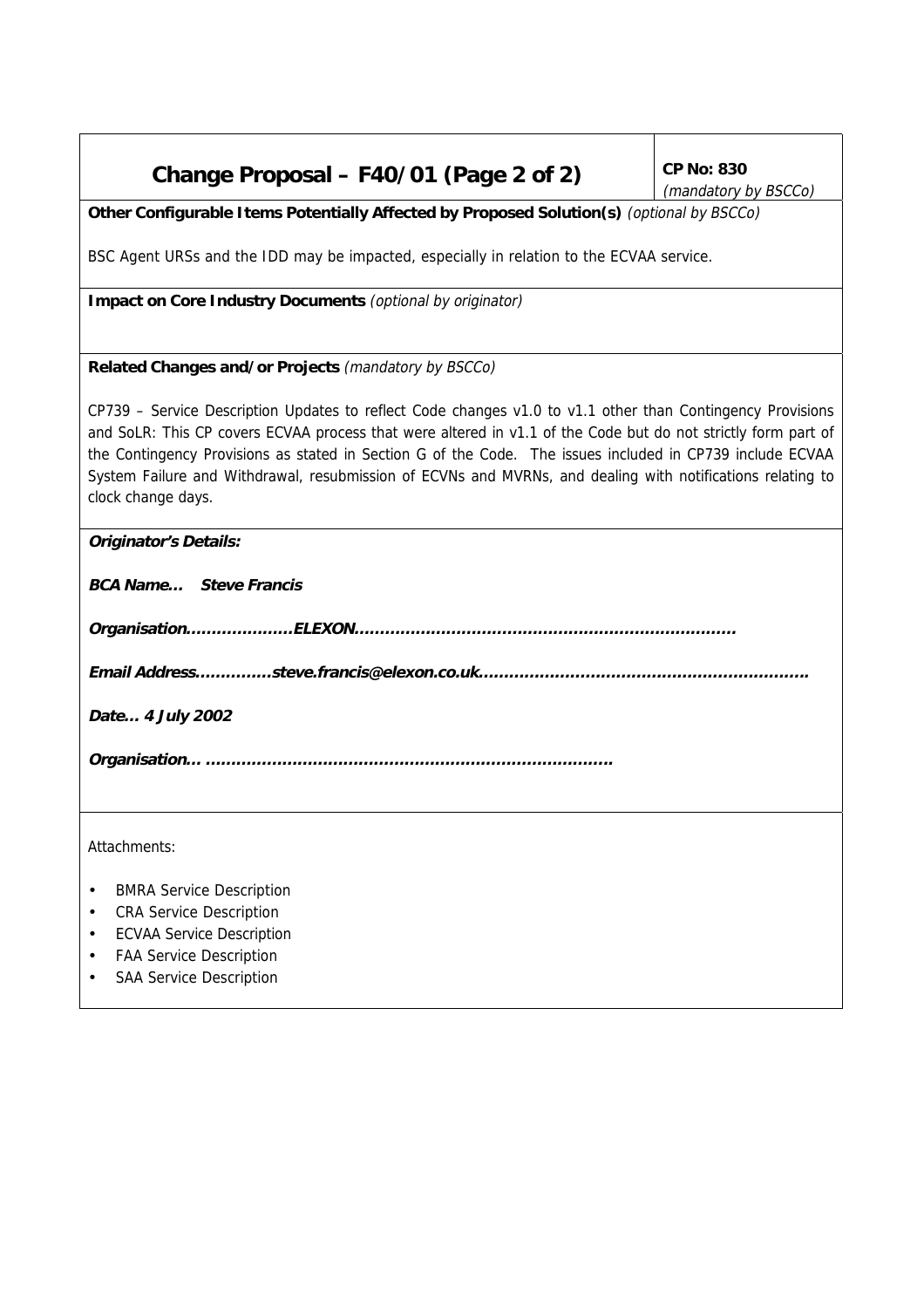## Change Proposal – F40/01 (Page 2 of 2)

**CP No: 830**
*(mandatory by BSCCo)*

**Other Configurable Items Potentially Affected by Proposed Solution(s)** *(optional by BSCCo)*

BSC Agent URSs and the IDD may be impacted, especially in relation to the ECVAA service.

**Impact on Core Industry Documents** *(optional by originator)*

**Related Changes and/or Projects** *(mandatory by BSCCo)*

CP739 – Service Description Updates to reflect Code changes v1.0 to v1.1 other than Contingency Provisions and SoLR: This CP covers ECVAA process that were altered in v1.1 of the Code but do not strictly form part of the Contingency Provisions as stated in Section G of the Code. The issues included in CP739 include ECVAA System Failure and Withdrawal, resubmission of ECVNs and MVRNs, and dealing with notifications relating to clock change days.

***Originator's Details:***

***BCA Name… Steve Francis***

***Organisation…………………ELEXON………………………………………………………………***

***Email Address…………..steve.francis@elexon.co.uk……………………………………………………….***

***Date… 4 July 2002***

***Organisation… ……………………………………………………………………..***

Attachments:

- BMRA Service Description
- CRA Service Description
- ECVAA Service Description
- FAA Service Description
- SAA Service Description